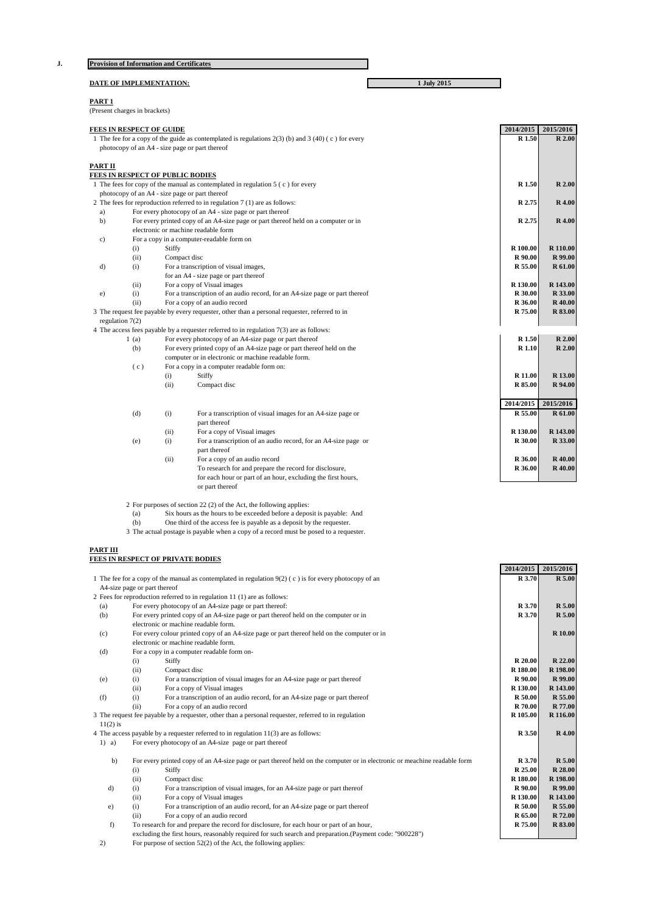**J.** **Provision of Information and Certificates**

**DATE OF IMPLEMENTATION:** **1 July 2015**

**PART 1**

(Present charges in brackets)

**FEES IN RESPECT OF GUIDE**

| | 2014/2015 | 2015/2016 |
|---|---|---|
| 1 The fee for a copy of the guide as contemplated is regulations 2(3) (b) and 3 (40) ( c ) for every photocopy of an A4 - size page or part thereof | R 1.50 | R 2.00 |

**PART II**

**FEES IN RESPECT OF PUBLIC BODIES**

| | 2014/2015 | 2015/2016 |
|---|---|---|
| 1 The fees for copy of the manual as contemplated in regulation 5 ( c ) for every photocopy of an A4 - size page or part thereof | R 1.50 | R 2.00 |
| 2 The fees for reproduction referred to in regulation 7 (1) are as follows: | | |
| a) For every photocopy of an A4 - size page or part thereof | R 2.75 | R 4.00 |
| b) For every printed copy of an A4-size page or part thereof held on a computer or in electronic or machine readable form | R 2.75 | R 4.00 |
| c) For a copy in a computer-readable form on | | |
| (i) Stiffy | R 100.00 | R 110.00 |
| (ii) Compact disc | R 90.00 | R 99.00 |
| d) (i) For a transcription of visual images, for an A4 - size page or part thereof | R 55.00 | R 61.00 |
| (ii) For a copy of Visual images | R 130.00 | R 143.00 |
| e) (i) For a transcription of an audio record, for an A4-size page or part thereof | R 30.00 | R 33.00 |
| (ii) For a copy of an audio record | R 36.00 | R 40.00 |
| 3 The request fee payable by every requester, other than a personal requester, referred to in regulation 7(2) | R 75.00 | R 83.00 |
| 4 The access fees payable by a requester referred to in regulation 7(3) are as follows: | | |
| 1 (a) For every photocopy of an A4-size page or part thereof | R 1.50 | R 2.00 |
| (b) For every printed copy of an A4-size page or part thereof held on the computer or in electronic or machine readable form. | R 1.10 | R 2.00 |
| ( c ) For a copy in a computer readable form on: | | |
| (i) Stiffy | R 11.00 | R 13.00 |
| (ii) Compact disc | R 85.00 | R 94.00 |

| | 2014/2015 | 2015/2016 |
|---|---|---|
| (d) (i) For a transcription of visual images for an A4-size page or part thereof | R 55.00 | R 61.00 |
| (ii) For a copy of Visual images | R 130.00 | R 143.00 |
| (e) (i) For a transcription of an audio record, for an A4-size page or part thereof | R 30.00 | R 33.00 |
| (ii) For a copy of an audio record | R 36.00 | R 40.00 |
| To research for and prepare the record for disclosure, for each hour or part of an hour, excluding the first hours, or part thereof | R 36.00 | R 40.00 |

2 For purposes of section 22 (2) of the Act, the following applies:

(a) Six hours as the hours to be exceeded before a deposit is payable: And

(b) One third of the access fee is payable as a deposit by the requester.

3 The actual postage is payable when a copy of a record must be posed to a requester.

**PART III**

**FEES IN RESPECT OF PRIVATE BODIES**

| | 2014/2015 | 2015/2016 |
|---|---|---|
| 1 The fee for a copy of the manual as contemplated in regulation 9(2) ( c ) is for every photocopy of an A4-size page or part thereof | R 3.70 | R 5.00 |
| 2 Fees for reproduction referred to in regulation 11 (1) are as follows: | | |
| (a) For every photocopy of an A4-size page or part thereof: | R 3.70 | R 5.00 |
| (b) For every printed copy of an A4-size page or part thereof held on the computer or in electronic or machine readable form. | R 3.70 | R 5.00 |
| (c) For every colour printed copy of an A4-size page or part thereof held on the computer or in electronic or machine readable form. | | R 10.00 |
| (d) For a copy in a computer readable form on- | | |
| (i) Stiffy | R 20.00 | R 22.00 |
| (ii) Compact disc | R 180.00 | R 198.00 |
| (e) (i) For a transcription of visual images for an A4-size page or part thereof | R 90.00 | R 99.00 |
| (ii) For a copy of Visual images | R 130.00 | R 143.00 |
| (f) (i) For a transcription of an audio record, for an A4-size page or part thereof | R 50.00 | R 55.00 |
| (ii) For a copy of an audio record | R 70.00 | R 77.00 |
| 3 The request fee payable by a requester, other than a personal requester, referred to in regulation 11(2) is | R 105.00 | R 116.00 |
| 4 The access payable by a requester referred to in regulation 11(3) are as follows: | | |
| 1) a) For every photocopy of an A4-size page or part thereof | R 3.50 | R 4.00 |
| b) For every printed copy of an A4-size page or part thereof held on the computer or in electronic or meachine readable form | R 3.70 | R 5.00 |
| (i) Stiffy | R 25.00 | R 28.00 |
| (ii) Compact disc | R 180.00 | R 198.00 |
| d) (i) For a transcription of visual images, for an A4-size page or part thereof | R 90.00 | R 99.00 |
| (ii) For a copy of Visual images | R 130.00 | R 143.00 |
| e) (i) For a transcription of an audio record, for an A4-size page or part thereof | R 50.00 | R 55.00 |
| (ii) For a copy of an audio record | R 65.00 | R 72.00 |
| f) To research for and prepare the record for disclosure, for each hour or part of an hour, excluding the first hours, reasonably required for such search and preparation.(Payment code: "900228") | R 75.00 | R 83.00 |

2) For purpose of section 52(2) of the Act, the following applies: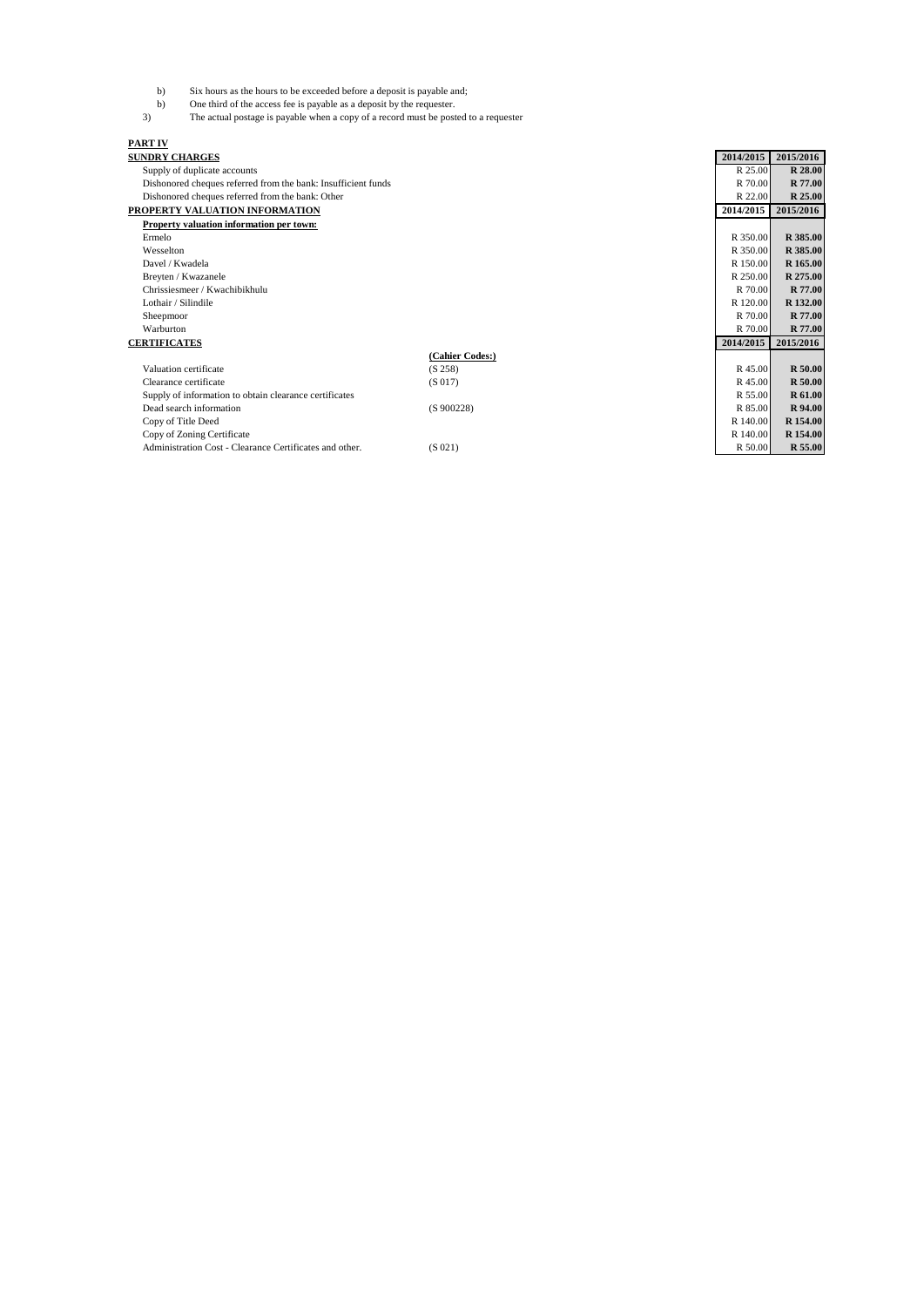b) Six hours as the hours to be exceeded before a deposit is payable and;

b) One third of the access fee is payable as a deposit by the requester.

3) The actual postage is payable when a copy of a record must be posted to a requester

## PART IV

| | | 2014/2015 | 2015/2016 |
|---|---|---|---|
| **SUNDRY CHARGES** | | | |
| Supply of duplicate accounts | | R 25.00 | **R 28.00** |
| Dishonored cheques referred from the bank: Insufficient funds | | R 70.00 | **R 77.00** |
| Dishonored cheques referred from the bank: Other | | R 22.00 | **R 25.00** |
| **PROPERTY VALUATION INFORMATION** | | **2014/2015** | **2015/2016** |
| **Property valuation information per town:** | | | |
| Ermelo | | R 350.00 | **R 385.00** |
| Wesselton | | R 350.00 | **R 385.00** |
| Davel / Kwadela | | R 150.00 | **R 165.00** |
| Breyten / Kwazanele | | R 250.00 | **R 275.00** |
| Chrissiesmeer / Kwachibikhulu | | R 70.00 | **R 77.00** |
| Lothair / Silindile | | R 120.00 | **R 132.00** |
| Sheepmoor | | R 70.00 | **R 77.00** |
| Warburton | | R 70.00 | **R 77.00** |
| **CERTIFICATES** | | **2014/2015** | **2015/2016** |
| | **(Cahier Codes:)** | | |
| Valuation certificate | (S 258) | R 45.00 | **R 50.00** |
| Clearance certificate | (S 017) | R 45.00 | **R 50.00** |
| Supply of information to obtain clearance certificates | | R 55.00 | **R 61.00** |
| Dead search information | (S 900228) | R 85.00 | **R 94.00** |
| Copy of Title Deed | | R 140.00 | **R 154.00** |
| Copy of Zoning Certificate | | R 140.00 | **R 154.00** |
| Administration Cost - Clearance Certificates and other. | (S 021) | R 50.00 | **R 55.00** |